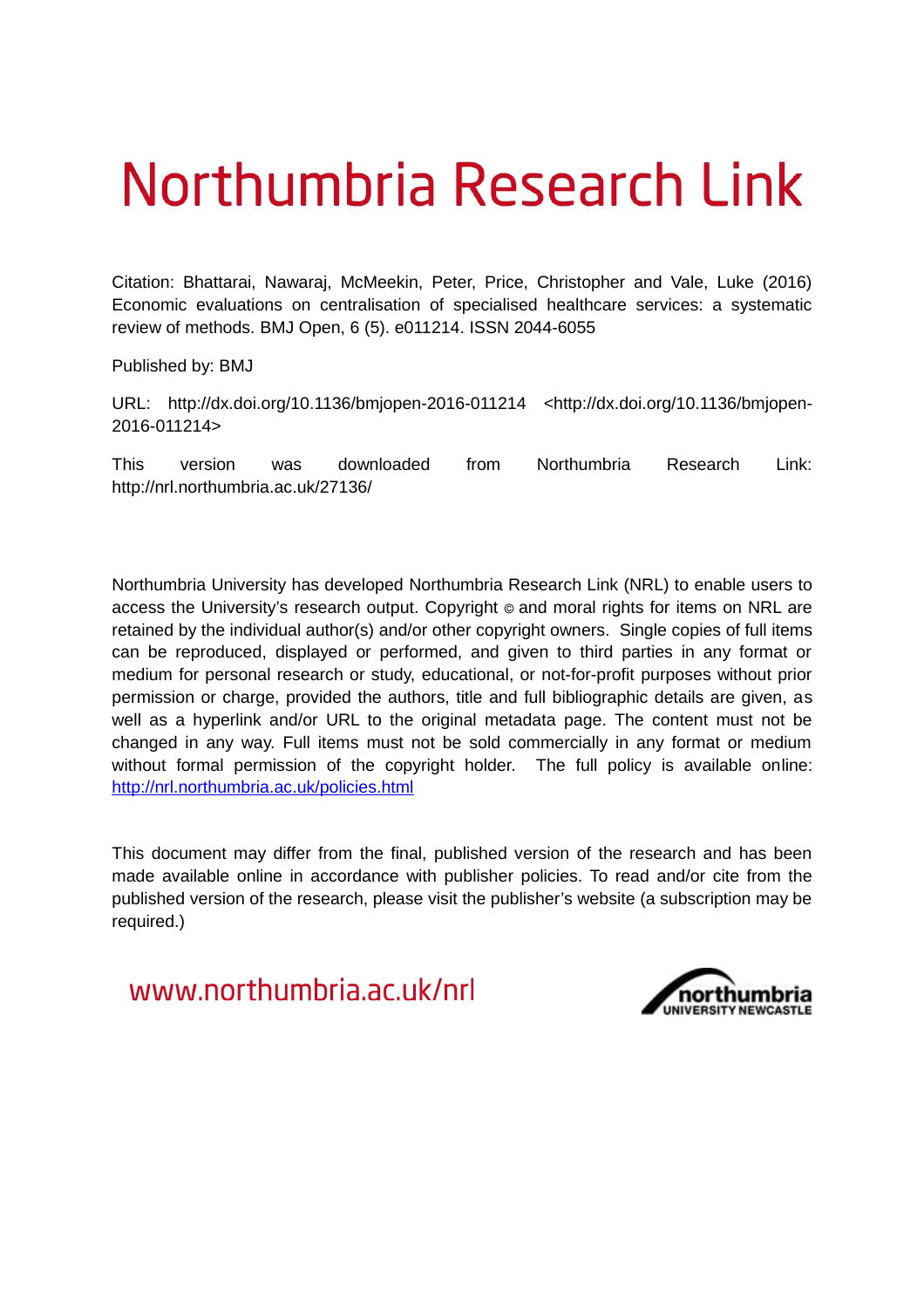# Northumbria Research Link

Citation: Bhattarai, Nawaraj, McMeekin, Peter, Price, Christopher and Vale, Luke (2016) Economic evaluations on centralisation of specialised healthcare services: a systematic review of methods. BMJ Open, 6 (5). e011214. ISSN 2044-6055

Published by: BMJ

URL: http://dx.doi.org/10.1136/bmjopen-2016-011214 <http://dx.doi.org/10.1136/bmjopen-2016-011214>

This version was downloaded from Northumbria Research Link: http://nrl.northumbria.ac.uk/27136/

Northumbria University has developed Northumbria Research Link (NRL) to enable users to access the University's research output. Copyright © and moral rights for items on NRL are retained by the individual author(s) and/or other copyright owners. Single copies of full items can be reproduced, displayed or performed, and given to third parties in any format or medium for personal research or study, educational, or not-for-profit purposes without prior permission or charge, provided the authors, title and full bibliographic details are given, as well as a hyperlink and/or URL to the original metadata page. The content must not be changed in any way. Full items must not be sold commercially in any format or medium without formal permission of the copyright holder. The full policy is available online: http://nrl.northumbria.ac.uk/policies.html

This document may differ from the final, published version of the research and has been made available online in accordance with publisher policies. To read and/or cite from the published version of the research, please visit the publisher's website (a subscription may be required.)

www.northumbria.ac.uk/nrl

northumbria UNIVERSITY NEWCASTLE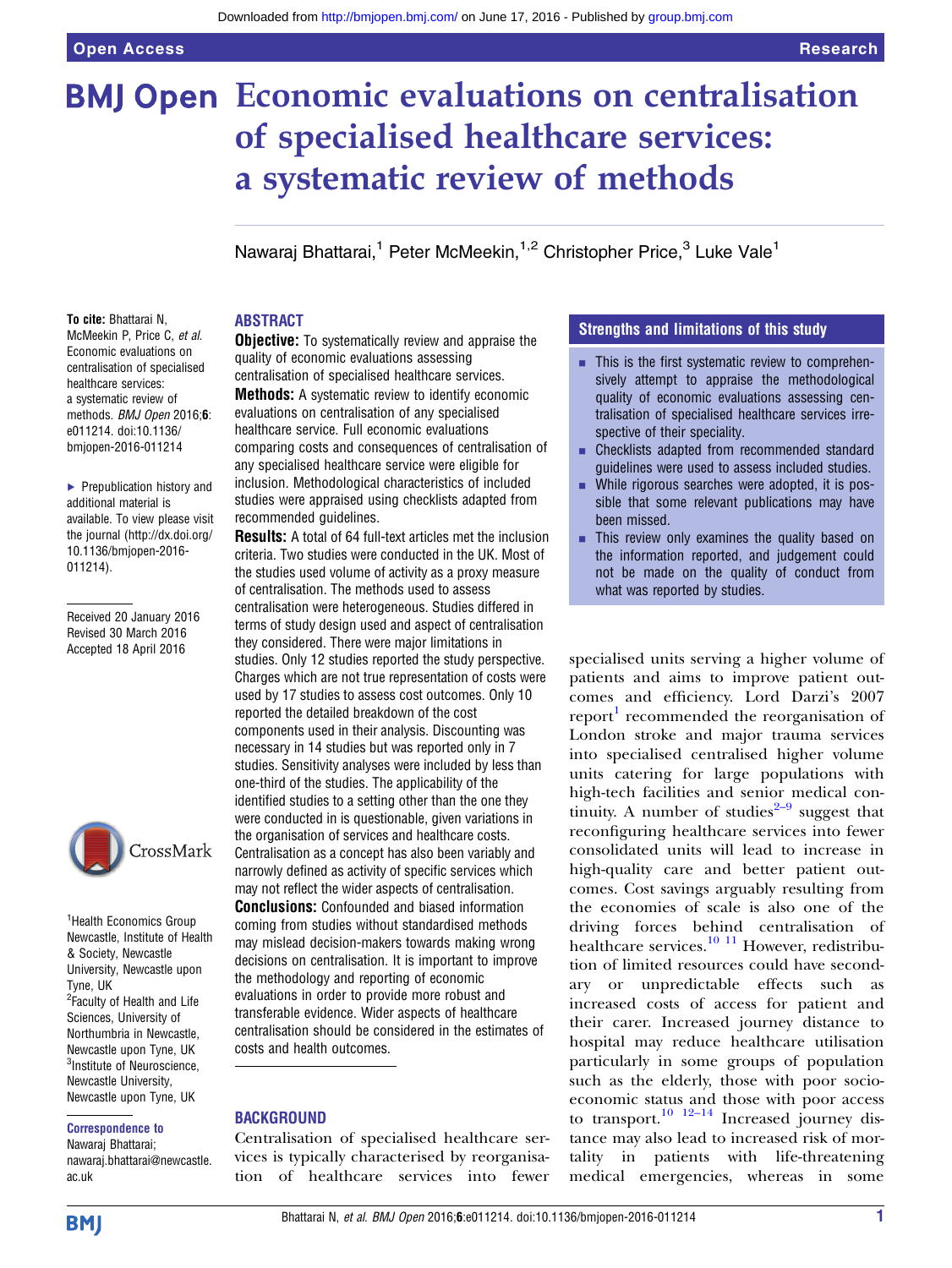# Economic evaluations on centralisation of specialised healthcare services: a systematic review of methods

Nawaraj Bhattarai,[1] Peter McMeekin,[1,2] Christopher Price,[3] Luke Vale[1]

**To cite:** Bhattarai N, McMeekin P, Price C, *et al*. Economic evaluations on centralisation of specialised healthcare services: a systematic review of methods. *BMJ Open* 2016;**6**: e011214. doi:10.1136/bmjopen-2016-011214

▸ Prepublication history and additional material is available. To view please visit the journal (http://dx.doi.org/10.1136/bmjopen-2016-011214).

Received 20 January 2016
Revised 30 March 2016
Accepted 18 April 2016

[1]Health Economics Group Newcastle, Institute of Health & Society, Newcastle University, Newcastle upon Tyne, UK
[2]Faculty of Health and Life Sciences, University of Northumbria in Newcastle, Newcastle upon Tyne, UK
[3]Institute of Neuroscience, Newcastle University, Newcastle upon Tyne, UK

**Correspondence to**
Nawaraj Bhattarai; nawaraj.bhattarai@newcastle.ac.uk

## ABSTRACT

**Objective:** To systematically review and appraise the quality of economic evaluations assessing centralisation of specialised healthcare services.

**Methods:** A systematic review to identify economic evaluations on centralisation of any specialised healthcare service. Full economic evaluations comparing costs and consequences of centralisation of any specialised healthcare service were eligible for inclusion. Methodological characteristics of included studies were appraised using checklists adapted from recommended guidelines.

**Results:** A total of 64 full-text articles met the inclusion criteria. Two studies were conducted in the UK. Most of the studies used volume of activity as a proxy measure of centralisation. The methods used to assess centralisation were heterogeneous. Studies differed in terms of study design used and aspect of centralisation they considered. There were major limitations in studies. Only 12 studies reported the study perspective. Charges which are not true representation of costs were used by 17 studies to assess cost outcomes. Only 10 reported the detailed breakdown of the cost components used in their analysis. Discounting was necessary in 14 studies but was reported only in 7 studies. Sensitivity analyses were included by less than one-third of the studies. The applicability of the identified studies to a setting other than the one they were conducted in is questionable, given variations in the organisation of services and healthcare costs. Centralisation as a concept has also been variably and narrowly defined as activity of specific services which may not reflect the wider aspects of centralisation.

**Conclusions:** Confounded and biased information coming from studies without standardised methods may mislead decision-makers towards making wrong decisions on centralisation. It is important to improve the methodology and reporting of economic evaluations in order to provide more robust and transferable evidence. Wider aspects of healthcare centralisation should be considered in the estimates of costs and health outcomes.

## Strengths and limitations of this study

- This is the first systematic review to comprehensively attempt to appraise the methodological quality of economic evaluations assessing centralisation of specialised healthcare services irrespective of their speciality.
- Checklists adapted from recommended standard guidelines were used to assess included studies.
- While rigorous searches were adopted, it is possible that some relevant publications may have been missed.
- This review only examines the quality based on the information reported, and judgement could not be made on the quality of conduct from what was reported by studies.

## BACKGROUND

Centralisation of specialised healthcare services is typically characterised by reorganisation of healthcare services into fewer specialised units serving a higher volume of patients and aims to improve patient outcomes and efficiency. Lord Darzi's 2007 report[1] recommended the reorganisation of London stroke and major trauma services into specialised centralised higher volume units catering for large populations with high-tech facilities and senior medical continuity. A number of studies[2–9] suggest that reconfiguring healthcare services into fewer consolidated units will lead to increase in high-quality care and better patient outcomes. Cost savings arguably resulting from the economies of scale is also one of the driving forces behind centralisation of healthcare services.[10 11] However, redistribution of limited resources could have secondary or unpredictable effects such as increased costs of access for patient and their carer. Increased journey distance to hospital may reduce healthcare utilisation particularly in some groups of population such as the elderly, those with poor socioeconomic status and those with poor access to transport.[10 12–14] Increased journey distance may also lead to increased risk of mortality in patients with life-threatening medical emergencies, whereas in some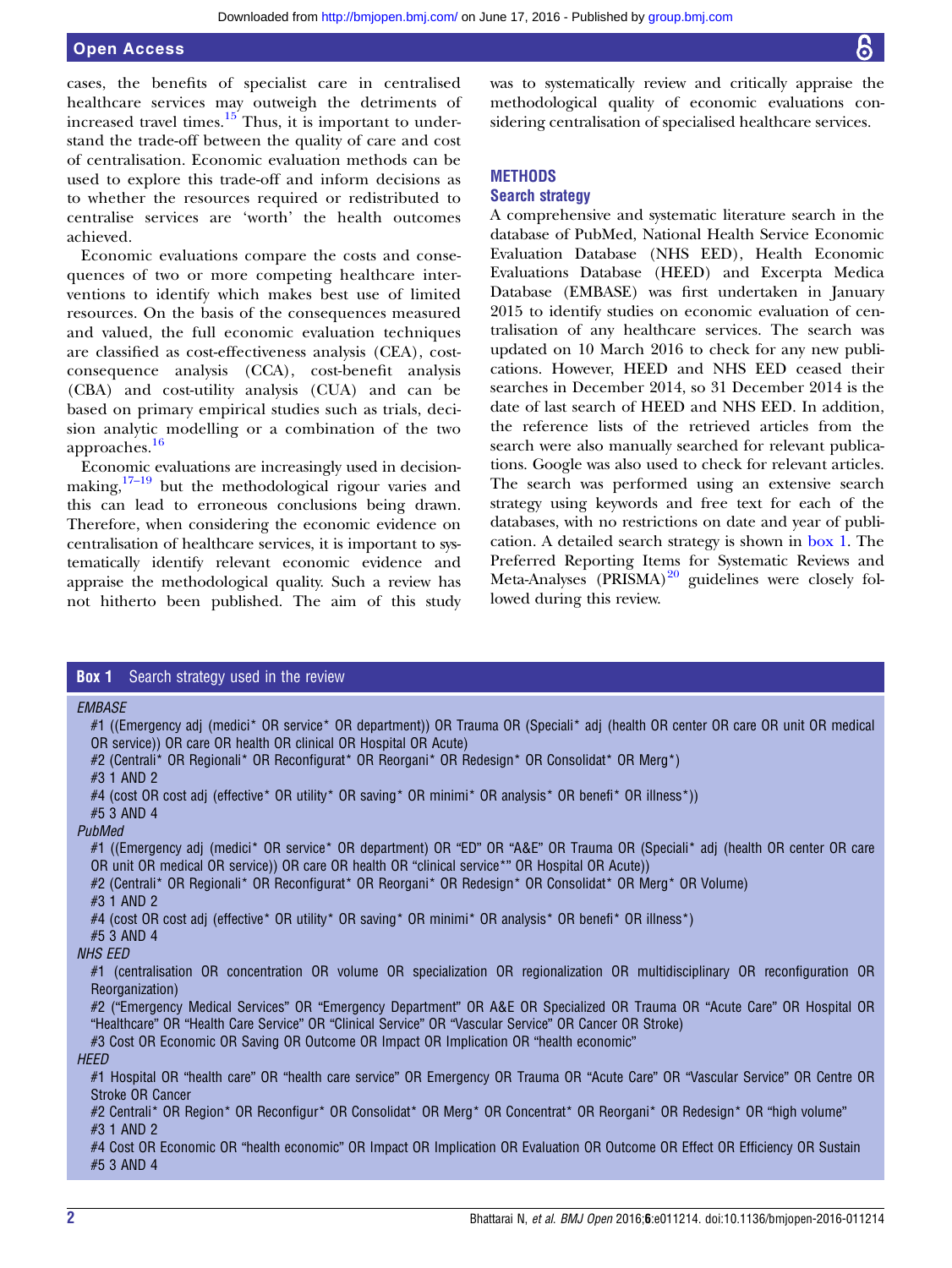cases, the benefits of specialist care in centralised healthcare services may outweigh the detriments of increased travel times.[15] Thus, it is important to understand the trade-off between the quality of care and cost of centralisation. Economic evaluation methods can be used to explore this trade-off and inform decisions as to whether the resources required or redistributed to centralise services are 'worth' the health outcomes achieved.

Economic evaluations compare the costs and consequences of two or more competing healthcare interventions to identify which makes best use of limited resources. On the basis of the consequences measured and valued, the full economic evaluation techniques are classified as cost-effectiveness analysis (CEA), cost-consequence analysis (CCA), cost-benefit analysis (CBA) and cost-utility analysis (CUA) and can be based on primary empirical studies such as trials, decision analytic modelling or a combination of the two approaches.[16]

Economic evaluations are increasingly used in decision-making,[17–19] but the methodological rigour varies and this can lead to erroneous conclusions being drawn. Therefore, when considering the economic evidence on centralisation of healthcare services, it is important to systematically identify relevant economic evidence and appraise the methodological quality. Such a review has not hitherto been published. The aim of this study was to systematically review and critically appraise the methodological quality of economic evaluations considering centralisation of specialised healthcare services.

## METHODS

### Search strategy

A comprehensive and systematic literature search in the database of PubMed, National Health Service Economic Evaluation Database (NHS EED), Health Economic Evaluations Database (HEED) and Excerpta Medica Database (EMBASE) was first undertaken in January 2015 to identify studies on economic evaluation of centralisation of any healthcare services. The search was updated on 10 March 2016 to check for any new publications. However, HEED and NHS EED ceased their searches in December 2014, so 31 December 2014 is the date of last search of HEED and NHS EED. In addition, the reference lists of the retrieved articles from the search were also manually searched for relevant publications. Google was also used to check for relevant articles. The search was performed using an extensive search strategy using keywords and free text for each of the databases, with no restrictions on date and year of publication. A detailed search strategy is shown in box 1. The Preferred Reporting Items for Systematic Reviews and Meta-Analyses (PRISMA)[20] guidelines were closely followed during this review.

**Box 1** Search strategy used in the review

*EMBASE*

#1 ((Emergency adj (medici* OR service* OR department)) OR Trauma OR (Speciali* adj (health OR center OR care OR unit OR medical OR service)) OR care OR health OR clinical OR Hospital OR Acute)
#2 (Centrali* OR Regionali* OR Reconfigurat* OR Reorgani* OR Redesign* OR Consolidat* OR Merg*)
#3 1 AND 2
#4 (cost OR cost adj (effective* OR utility* OR saving* OR minimi* OR analysis* OR benefi* OR illness*))
#5 3 AND 4

*PubMed*

#1 ((Emergency adj (medici* OR service* OR department) OR "ED" OR "A&E" OR Trauma OR (Speciali* adj (health OR center OR care OR unit OR medical OR service)) OR care OR health OR "clinical service*" OR Hospital OR Acute))
#2 (Centrali* OR Regionali* OR Reconfigurat* OR Reorgani* OR Redesign* OR Consolidat* OR Merg* OR Volume)
#3 1 AND 2
#4 (cost OR cost adj (effective* OR utility* OR saving* OR minimi* OR analysis* OR benefi* OR illness*)
#5 3 AND 4

*NHS EED*

#1 (centralisation OR concentration OR volume OR specialization OR regionalization OR multidisciplinary OR reconfiguration OR Reorganization)
#2 ("Emergency Medical Services" OR "Emergency Department" OR A&E OR Specialized OR Trauma OR "Acute Care" OR Hospital OR "Healthcare" OR "Health Care Service" OR "Clinical Service" OR "Vascular Service" OR Cancer OR Stroke)
#3 Cost OR Economic OR Saving OR Outcome OR Impact OR Implication OR "health economic"

*HEED*

#1 Hospital OR "health care" OR "health care service" OR Emergency OR Trauma OR "Acute Care" OR "Vascular Service" OR Centre OR Stroke OR Cancer
#2 Centrali* OR Region* OR Reconfigur* OR Consolidat* OR Merg* OR Concentrat* OR Reorgani* OR Redesign* OR "high volume"
#3 1 AND 2
#4 Cost OR Economic OR "health economic" OR Impact OR Implication OR Evaluation OR Outcome OR Effect OR Efficiency OR Sustain
#5 3 AND 4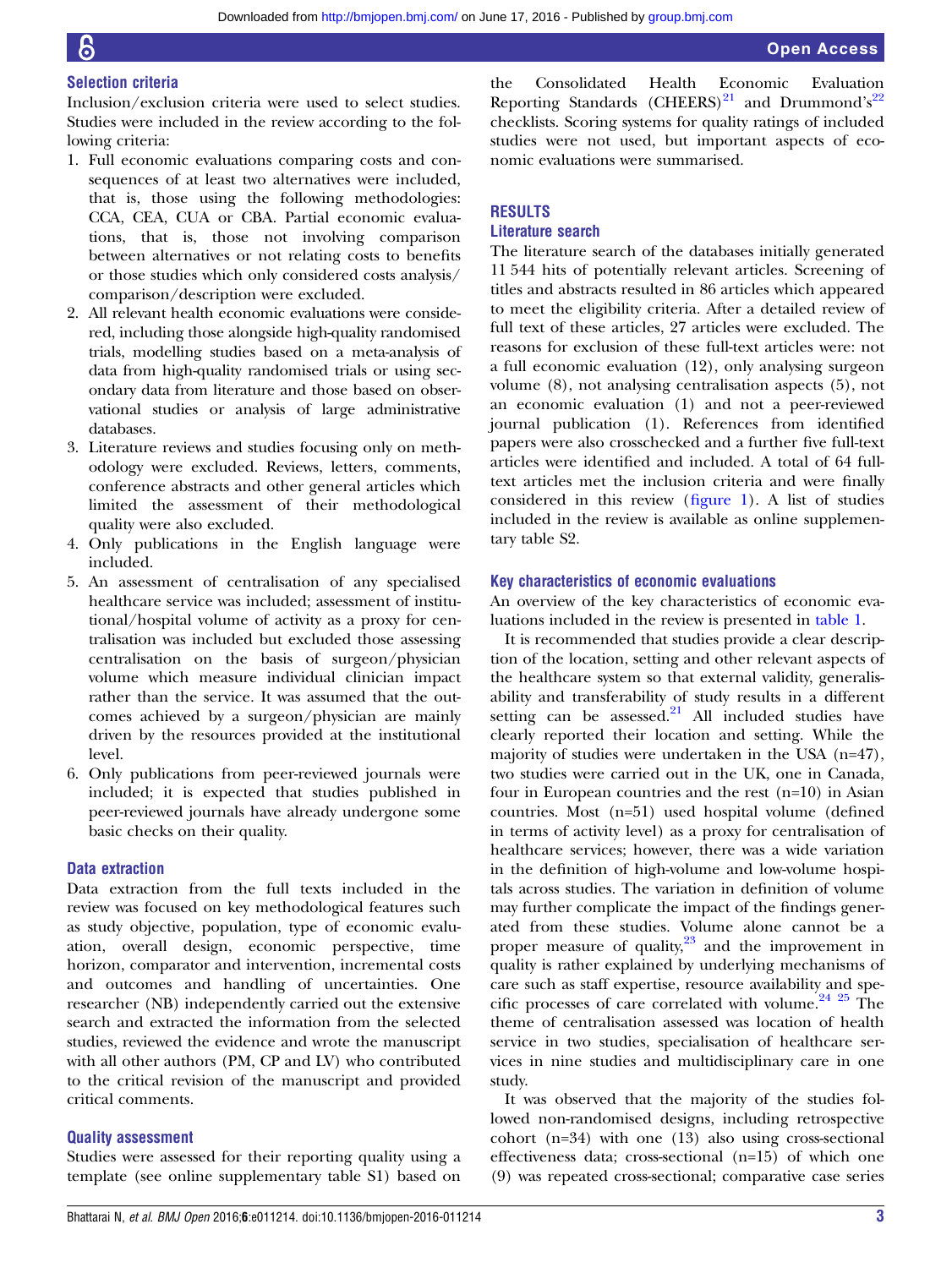### Selection criteria

Inclusion/exclusion criteria were used to select studies. Studies were included in the review according to the following criteria:

1. Full economic evaluations comparing costs and consequences of at least two alternatives were included, that is, those using the following methodologies: CCA, CEA, CUA or CBA. Partial economic evaluations, that is, those not involving comparison between alternatives or not relating costs to benefits or those studies which only considered costs analysis/comparison/description were excluded.
2. All relevant health economic evaluations were considered, including those alongside high-quality randomised trials, modelling studies based on a meta-analysis of data from high-quality randomised trials or using secondary data from literature and those based on observational studies or analysis of large administrative databases.
3. Literature reviews and studies focusing only on methodology were excluded. Reviews, letters, comments, conference abstracts and other general articles which limited the assessment of their methodological quality were also excluded.
4. Only publications in the English language were included.
5. An assessment of centralisation of any specialised healthcare service was included; assessment of institutional/hospital volume of activity as a proxy for centralisation was included but excluded those assessing centralisation on the basis of surgeon/physician volume which measure individual clinician impact rather than the service. It was assumed that the outcomes achieved by a surgeon/physician are mainly driven by the resources provided at the institutional level.
6. Only publications from peer-reviewed journals were included; it is expected that studies published in peer-reviewed journals have already undergone some basic checks on their quality.

### Data extraction

Data extraction from the full texts included in the review was focused on key methodological features such as study objective, population, type of economic evaluation, overall design, economic perspective, time horizon, comparator and intervention, incremental costs and outcomes and handling of uncertainties. One researcher (NB) independently carried out the extensive search and extracted the information from the selected studies, reviewed the evidence and wrote the manuscript with all other authors (PM, CP and LV) who contributed to the critical revision of the manuscript and provided critical comments.

### Quality assessment

Studies were assessed for their reporting quality using a template (see online supplementary table S1) based on the Consolidated Health Economic Evaluation Reporting Standards (CHEERS)[21] and Drummond's[22] checklists. Scoring systems for quality ratings of included studies were not used, but important aspects of economic evaluations were summarised.

## RESULTS

### Literature search

The literature search of the databases initially generated 11 544 hits of potentially relevant articles. Screening of titles and abstracts resulted in 86 articles which appeared to meet the eligibility criteria. After a detailed review of full text of these articles, 27 articles were excluded. The reasons for exclusion of these full-text articles were: not a full economic evaluation (12), only analysing surgeon volume (8), not analysing centralisation aspects (5), not an economic evaluation (1) and not a peer-reviewed journal publication (1). References from identified papers were also crosschecked and a further five full-text articles were identified and included. A total of 64 full-text articles met the inclusion criteria and were finally considered in this review (figure 1). A list of studies included in the review is available as online supplementary table S2.

### Key characteristics of economic evaluations

An overview of the key characteristics of economic evaluations included in the review is presented in table 1.

It is recommended that studies provide a clear description of the location, setting and other relevant aspects of the healthcare system so that external validity, generalisability and transferability of study results in a different setting can be assessed.[21] All included studies have clearly reported their location and setting. While the majority of studies were undertaken in the USA (n=47), two studies were carried out in the UK, one in Canada, four in European countries and the rest (n=10) in Asian countries. Most (n=51) used hospital volume (defined in terms of activity level) as a proxy for centralisation of healthcare services; however, there was a wide variation in the definition of high-volume and low-volume hospitals across studies. The variation in definition of volume may further complicate the impact of the findings generated from these studies. Volume alone cannot be a proper measure of quality,[23] and the improvement in quality is rather explained by underlying mechanisms of care such as staff expertise, resource availability and specific processes of care correlated with volume.[24 25] The theme of centralisation assessed was location of health service in two studies, specialisation of healthcare services in nine studies and multidisciplinary care in one study.

It was observed that the majority of the studies followed non-randomised designs, including retrospective cohort (n=34) with one (13) also using cross-sectional effectiveness data; cross-sectional (n=15) of which one (9) was repeated cross-sectional; comparative case series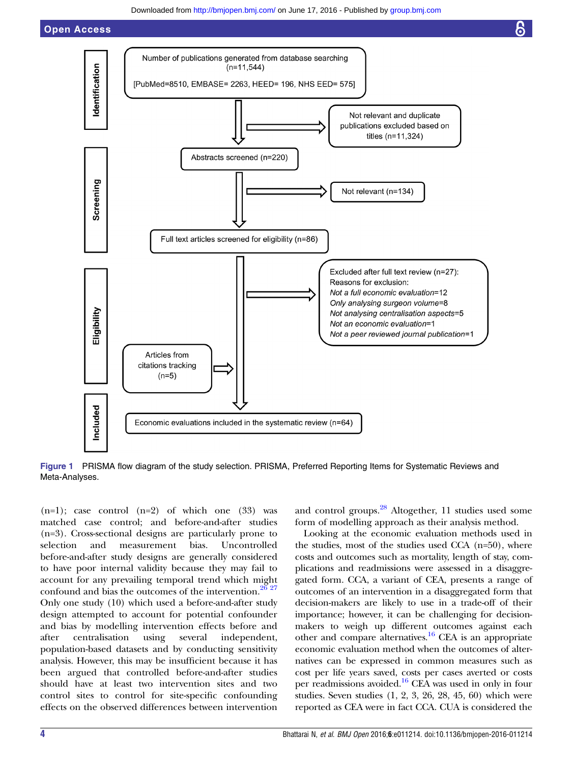Identification

Number of publications generated from database searching (n=11,544)

[PubMed=8510, EMBASE= 2263, HEED= 196, NHS EED= 575]

Not relevant and duplicate publications excluded based on titles (n=11,324)

Screening

Abstracts screened (n=220)

Not relevant (n=134)

Full text articles screened for eligibility (n=86)

Eligibility

Excluded after full text review (n=27):
Reasons for exclusion:
*Not a full economic evaluation*=12
*Only analysing surgeon volume*=8
*Not analysing centralisation aspects*=5
*Not an economic evaluation*=1
*Not a peer reviewed journal publication*=1

Articles from citations tracking (n=5)

Included

Economic evaluations included in the systematic review (n=64)

**Figure 1** PRISMA flow diagram of the study selection. PRISMA, Preferred Reporting Items for Systematic Reviews and Meta-Analyses.

(n=1); case control (n=2) of which one (33) was matched case control; and before-and-after studies (n=3). Cross-sectional designs are particularly prone to selection and measurement bias. Uncontrolled before-and-after study designs are generally considered to have poor internal validity because they may fail to account for any prevailing temporal trend which might confound and bias the outcomes of the intervention.[26 27] Only one study (10) which used a before-and-after study design attempted to account for potential confounder and bias by modelling intervention effects before and after centralisation using several independent, population-based datasets and by conducting sensitivity analysis. However, this may be insufficient because it has been argued that controlled before-and-after studies should have at least two intervention sites and two control sites to control for site-specific confounding effects on the observed differences between intervention and control groups.[28] Altogether, 11 studies used some form of modelling approach as their analysis method.

Looking at the economic evaluation methods used in the studies, most of the studies used CCA (n=50), where costs and outcomes such as mortality, length of stay, complications and readmissions were assessed in a disaggregated form. CCA, a variant of CEA, presents a range of outcomes of an intervention in a disaggregated form that decision-makers are likely to use in a trade-off of their importance; however, it can be challenging for decision-makers to weigh up different outcomes against each other and compare alternatives.[16] CEA is an appropriate economic evaluation method when the outcomes of alternatives can be expressed in common measures such as cost per life years saved, costs per cases averted or costs per readmissions avoided.[16] CEA was used in only in four studies. Seven studies (1, 2, 3, 26, 28, 45, 60) which were reported as CEA were in fact CCA. CUA is considered the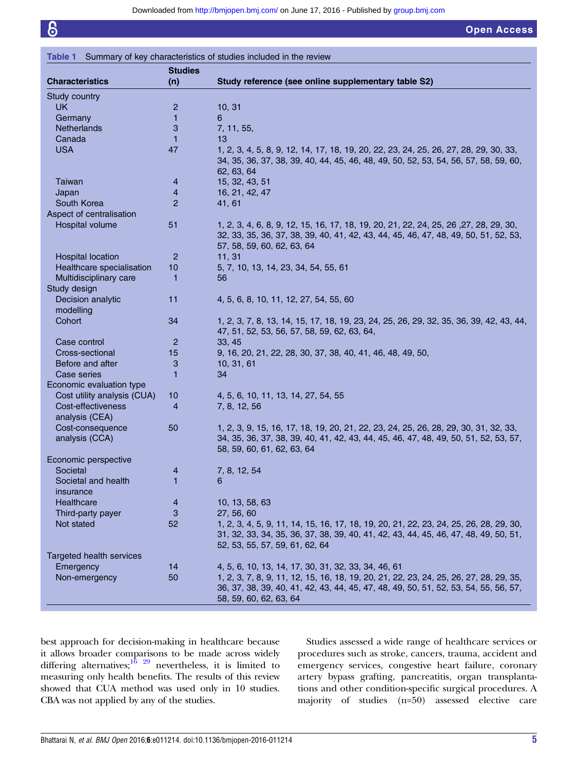**Table 1** Summary of key characteristics of studies included in the review

| Characteristics | Studies (n) | Study reference (see online supplementary table S2) |
|---|---|---|
| Study country | | |
| UK | 2 | 10, 31 |
| Germany | 1 | 6 |
| Netherlands | 3 | 7, 11, 55, |
| Canada | 1 | 13 |
| USA | 47 | 1, 2, 3, 4, 5, 8, 9, 12, 14, 17, 18, 19, 20, 22, 23, 24, 25, 26, 27, 28, 29, 30, 33, 34, 35, 36, 37, 38, 39, 40, 44, 45, 46, 48, 49, 50, 52, 53, 54, 56, 57, 58, 59, 60, 62, 63, 64 |
| Taiwan | 4 | 15, 32, 43, 51 |
| Japan | 4 | 16, 21, 42, 47 |
| South Korea | 2 | 41, 61 |
| Aspect of centralisation | | |
| Hospital volume | 51 | 1, 2, 3, 4, 6, 8, 9, 12, 15, 16, 17, 18, 19, 20, 21, 22, 24, 25, 26 ,27, 28, 29, 30, 32, 33, 35, 36, 37, 38, 39, 40, 41, 42, 43, 44, 45, 46, 47, 48, 49, 50, 51, 52, 53, 57, 58, 59, 60, 62, 63, 64 |
| Hospital location | 2 | 11, 31 |
| Healthcare specialisation | 10 | 5, 7, 10, 13, 14, 23, 34, 54, 55, 61 |
| Multidisciplinary care | 1 | 56 |
| Study design | | |
| Decision analytic modelling | 11 | 4, 5, 6, 8, 10, 11, 12, 27, 54, 55, 60 |
| Cohort | 34 | 1, 2, 3, 7, 8, 13, 14, 15, 17, 18, 19, 23, 24, 25, 26, 29, 32, 35, 36, 39, 42, 43, 44, 47, 51, 52, 53, 56, 57, 58, 59, 62, 63, 64, |
| Case control | 2 | 33, 45 |
| Cross-sectional | 15 | 9, 16, 20, 21, 22, 28, 30, 37, 38, 40, 41, 46, 48, 49, 50, |
| Before and after | 3 | 10, 31, 61 |
| Case series | 1 | 34 |
| Economic evaluation type | | |
| Cost utility analysis (CUA) | 10 | 4, 5, 6, 10, 11, 13, 14, 27, 54, 55 |
| Cost-effectiveness analysis (CEA) | 4 | 7, 8, 12, 56 |
| Cost-consequence analysis (CCA) | 50 | 1, 2, 3, 9, 15, 16, 17, 18, 19, 20, 21, 22, 23, 24, 25, 26, 28, 29, 30, 31, 32, 33, 34, 35, 36, 37, 38, 39, 40, 41, 42, 43, 44, 45, 46, 47, 48, 49, 50, 51, 52, 53, 57, 58, 59, 60, 61, 62, 63, 64 |
| Economic perspective | | |
| Societal | 4 | 7, 8, 12, 54 |
| Societal and health insurance | 1 | 6 |
| Healthcare | 4 | 10, 13, 58, 63 |
| Third-party payer | 3 | 27, 56, 60 |
| Not stated | 52 | 1, 2, 3, 4, 5, 9, 11, 14, 15, 16, 17, 18, 19, 20, 21, 22, 23, 24, 25, 26, 28, 29, 30, 31, 32, 33, 34, 35, 36, 37, 38, 39, 40, 41, 42, 43, 44, 45, 46, 47, 48, 49, 50, 51, 52, 53, 55, 57, 59, 61, 62, 64 |
| Targeted health services | | |
| Emergency | 14 | 4, 5, 6, 10, 13, 14, 17, 30, 31, 32, 33, 34, 46, 61 |
| Non-emergency | 50 | 1, 2, 3, 7, 8, 9, 11, 12, 15, 16, 18, 19, 20, 21, 22, 23, 24, 25, 26, 27, 28, 29, 35, 36, 37, 38, 39, 40, 41, 42, 43, 44, 45, 47, 48, 49, 50, 51, 52, 53, 54, 55, 56, 57, 58, 59, 60, 62, 63, 64 |

best approach for decision-making in healthcare because it allows broader comparisons to be made across widely differing alternatives;[16 29] nevertheless, it is limited to measuring only health benefits. The results of this review showed that CUA method was used only in 10 studies. CBA was not applied by any of the studies.

Studies assessed a wide range of healthcare services or procedures such as stroke, cancers, trauma, accident and emergency services, congestive heart failure, coronary artery bypass grafting, pancreatitis, organ transplantations and other condition-specific surgical procedures. A majority of studies (n=50) assessed elective care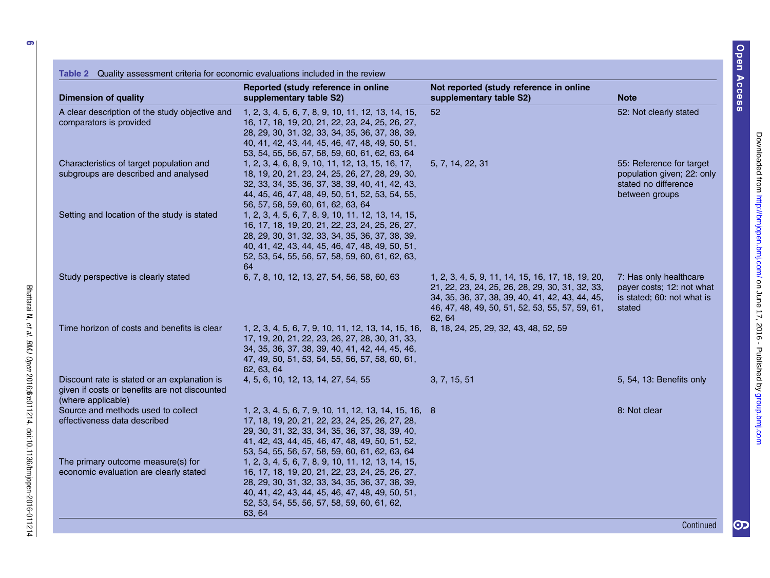**Table 2** Quality assessment criteria for economic evaluations included in the review

| Dimension of quality | Reported (study reference in online supplementary table S2) | Not reported (study reference in online supplementary table S2) | Note |
|---|---|---|---|
| A clear description of the study objective and comparators is provided | 1, 2, 3, 4, 5, 6, 7, 8, 9, 10, 11, 12, 13, 14, 15, 16, 17, 18, 19, 20, 21, 22, 23, 24, 25, 26, 27, 28, 29, 30, 31, 32, 33, 34, 35, 36, 37, 38, 39, 40, 41, 42, 43, 44, 45, 46, 47, 48, 49, 50, 51, 53, 54, 55, 56, 57, 58, 59, 60, 61, 62, 63, 64 | 52 | 52: Not clearly stated |
| Characteristics of target population and subgroups are described and analysed | 1, 2, 3, 4, 6, 8, 9, 10, 11, 12, 13, 15, 16, 17, 18, 19, 20, 21, 23, 24, 25, 26, 27, 28, 29, 30, 32, 33, 34, 35, 36, 37, 38, 39, 40, 41, 42, 43, 44, 45, 46, 47, 48, 49, 50, 51, 52, 53, 54, 55, 56, 57, 58, 59, 60, 61, 62, 63, 64 | 5, 7, 14, 22, 31 | 55: Reference for target population given; 22: only stated no difference between groups |
| Setting and location of the study is stated | 1, 2, 3, 4, 5, 6, 7, 8, 9, 10, 11, 12, 13, 14, 15, 16, 17, 18, 19, 20, 21, 22, 23, 24, 25, 26, 27, 28, 29, 30, 31, 32, 33, 34, 35, 36, 37, 38, 39, 40, 41, 42, 43, 44, 45, 46, 47, 48, 49, 50, 51, 52, 53, 54, 55, 56, 57, 58, 59, 60, 61, 62, 63, 64 | | |
| Study perspective is clearly stated | 6, 7, 8, 10, 12, 13, 27, 54, 56, 58, 60, 63 | 1, 2, 3, 4, 5, 9, 11, 14, 15, 16, 17, 18, 19, 20, 21, 22, 23, 24, 25, 26, 28, 29, 30, 31, 32, 33, 34, 35, 36, 37, 38, 39, 40, 41, 42, 43, 44, 45, 46, 47, 48, 49, 50, 51, 52, 53, 55, 57, 59, 61, 62, 64 | 7: Has only healthcare payer costs; 12: not what is stated; 60: not what is stated |
| Time horizon of costs and benefits is clear | 1, 2, 3, 4, 5, 6, 7, 9, 10, 11, 12, 13, 14, 15, 16, 17, 19, 20, 21, 22, 23, 26, 27, 28, 30, 31, 33, 34, 35, 36, 37, 38, 39, 40, 41, 42, 44, 45, 46, 47, 49, 50, 51, 53, 54, 55, 56, 57, 58, 60, 61, 62, 63, 64 | 8, 18, 24, 25, 29, 32, 43, 48, 52, 59 | |
| Discount rate is stated or an explanation is given if costs or benefits are not discounted (where applicable) | 4, 5, 6, 10, 12, 13, 14, 27, 54, 55 | 3, 7, 15, 51 | 5, 54, 13: Benefits only |
| Source and methods used to collect effectiveness data described | 1, 2, 3, 4, 5, 6, 7, 9, 10, 11, 12, 13, 14, 15, 16, 17, 18, 19, 20, 21, 22, 23, 24, 25, 26, 27, 28, 29, 30, 31, 32, 33, 34, 35, 36, 37, 38, 39, 40, 41, 42, 43, 44, 45, 46, 47, 48, 49, 50, 51, 52, 53, 54, 55, 56, 57, 58, 59, 60, 61, 62, 63, 64 | 8 | 8: Not clear |
| The primary outcome measure(s) for economic evaluation are clearly stated | 1, 2, 3, 4, 5, 6, 7, 8, 9, 10, 11, 12, 13, 14, 15, 16, 17, 18, 19, 20, 21, 22, 23, 24, 25, 26, 27, 28, 29, 30, 31, 32, 33, 34, 35, 36, 37, 38, 39, 40, 41, 42, 43, 44, 45, 46, 47, 48, 49, 50, 51, 52, 53, 54, 55, 56, 57, 58, 59, 60, 61, 62, 63, 64 | | |

Continued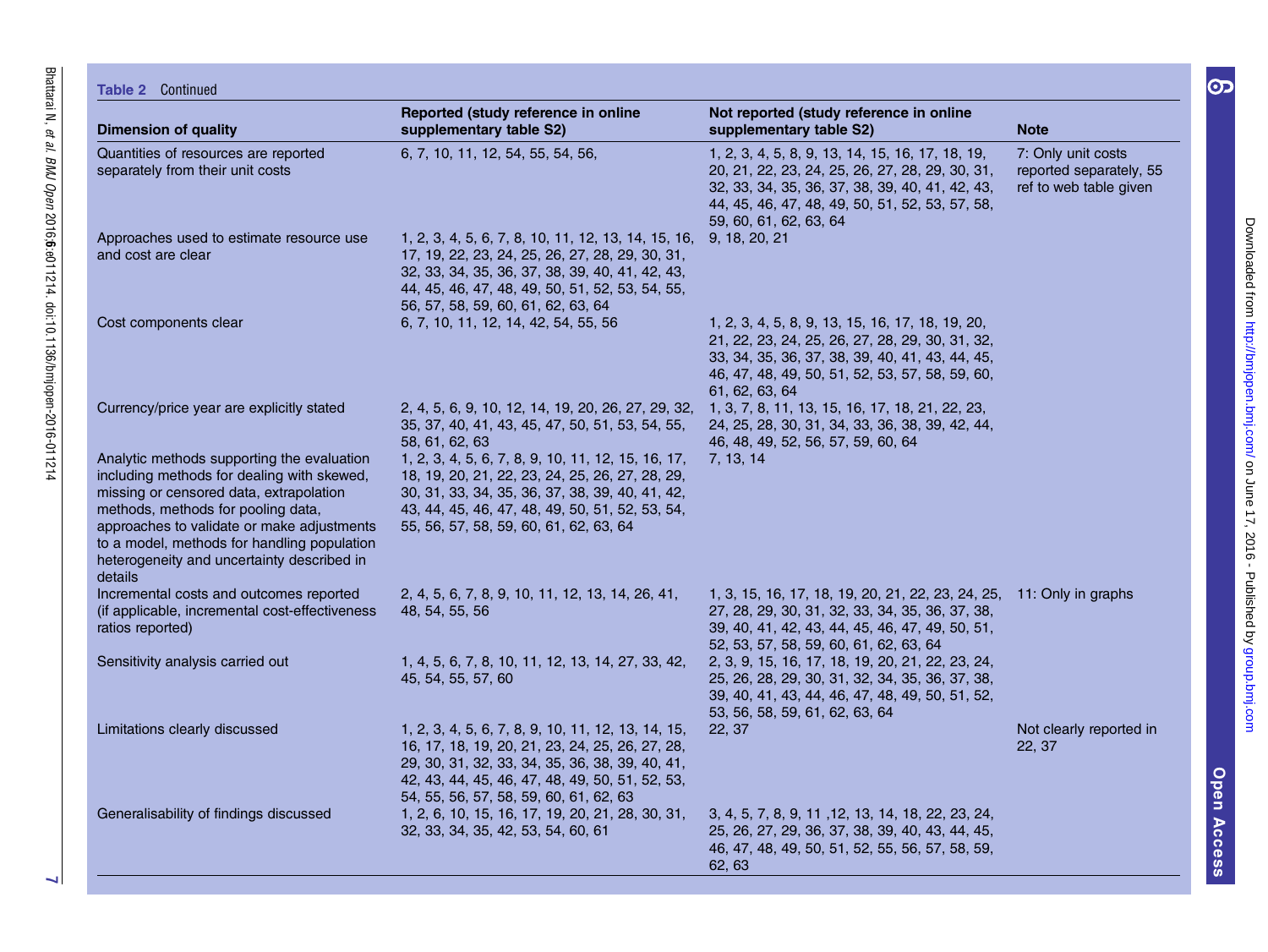**Table 2** Continued

| Dimension of quality | Reported (study reference in online supplementary table S2) | Not reported (study reference in online supplementary table S2) | Note |
|---|---|---|---|
| Quantities of resources are reported separately from their unit costs | 6, 7, 10, 11, 12, 54, 55, 54, 56, | 1, 2, 3, 4, 5, 8, 9, 13, 14, 15, 16, 17, 18, 19, 20, 21, 22, 23, 24, 25, 26, 27, 28, 29, 30, 31, 32, 33, 34, 35, 36, 37, 38, 39, 40, 41, 42, 43, 44, 45, 46, 47, 48, 49, 50, 51, 52, 53, 57, 58, 59, 60, 61, 62, 63, 64 | 7: Only unit costs reported separately, 55 ref to web table given |
| Approaches used to estimate resource use and cost are clear | 1, 2, 3, 4, 5, 6, 7, 8, 10, 11, 12, 13, 14, 15, 16, 17, 19, 22, 23, 24, 25, 26, 27, 28, 29, 30, 31, 32, 33, 34, 35, 36, 37, 38, 39, 40, 41, 42, 43, 44, 45, 46, 47, 48, 49, 50, 51, 52, 53, 54, 55, 56, 57, 58, 59, 60, 61, 62, 63, 64 | 9, 18, 20, 21 | |
| Cost components clear | 6, 7, 10, 11, 12, 14, 42, 54, 55, 56 | 1, 2, 3, 4, 5, 8, 9, 13, 15, 16, 17, 18, 19, 20, 21, 22, 23, 24, 25, 26, 27, 28, 29, 30, 31, 32, 33, 34, 35, 36, 37, 38, 39, 40, 41, 43, 44, 45, 46, 47, 48, 49, 50, 51, 52, 53, 57, 58, 59, 60, 61, 62, 63, 64 | |
| Currency/price year are explicitly stated | 2, 4, 5, 6, 9, 10, 12, 14, 19, 20, 26, 27, 29, 32, 35, 37, 40, 41, 43, 45, 47, 50, 51, 53, 54, 55, 58, 61, 62, 63 | 1, 3, 7, 8, 11, 13, 15, 16, 17, 18, 21, 22, 23, 24, 25, 28, 30, 31, 34, 33, 36, 38, 39, 42, 44, 46, 48, 49, 52, 56, 57, 59, 60, 64 | |
| Analytic methods supporting the evaluation including methods for dealing with skewed, missing or censored data, extrapolation methods, methods for pooling data, approaches to validate or make adjustments to a model, methods for handling population heterogeneity and uncertainty described in details | 1, 2, 3, 4, 5, 6, 7, 8, 9, 10, 11, 12, 15, 16, 17, 18, 19, 20, 21, 22, 23, 24, 25, 26, 27, 28, 29, 30, 31, 33, 34, 35, 36, 37, 38, 39, 40, 41, 42, 43, 44, 45, 46, 47, 48, 49, 50, 51, 52, 53, 54, 55, 56, 57, 58, 59, 60, 61, 62, 63, 64 | 7, 13, 14 | |
| Incremental costs and outcomes reported (if applicable, incremental cost-effectiveness ratios reported) | 2, 4, 5, 6, 7, 8, 9, 10, 11, 12, 13, 14, 26, 41, 48, 54, 55, 56 | 1, 3, 15, 16, 17, 18, 19, 20, 21, 22, 23, 24, 25, 27, 28, 29, 30, 31, 32, 33, 34, 35, 36, 37, 38, 39, 40, 41, 42, 43, 44, 45, 46, 47, 49, 50, 51, 52, 53, 57, 58, 59, 60, 61, 62, 63, 64 | 11: Only in graphs |
| Sensitivity analysis carried out | 1, 4, 5, 6, 7, 8, 10, 11, 12, 13, 14, 27, 33, 42, 45, 54, 55, 57, 60 | 2, 3, 9, 15, 16, 17, 18, 19, 20, 21, 22, 23, 24, 25, 26, 28, 29, 30, 31, 32, 34, 35, 36, 37, 38, 39, 40, 41, 43, 44, 46, 47, 48, 49, 50, 51, 52, 53, 56, 58, 59, 61, 62, 63, 64 | |
| Limitations clearly discussed | 1, 2, 3, 4, 5, 6, 7, 8, 9, 10, 11, 12, 13, 14, 15, 16, 17, 18, 19, 20, 21, 23, 24, 25, 26, 27, 28, 29, 30, 31, 32, 33, 34, 35, 36, 38, 39, 40, 41, 42, 43, 44, 45, 46, 47, 48, 49, 50, 51, 52, 53, 54, 55, 56, 57, 58, 59, 60, 61, 62, 63 | 22, 37 | Not clearly reported in 22, 37 |
| Generalisability of findings discussed | 1, 2, 6, 10, 15, 16, 17, 19, 20, 21, 28, 30, 31, 32, 33, 34, 35, 42, 53, 54, 60, 61 | 3, 4, 5, 7, 8, 9, 11 ,12, 13, 14, 18, 22, 23, 24, 25, 26, 27, 29, 36, 37, 38, 39, 40, 43, 44, 45, 46, 47, 48, 49, 50, 51, 52, 55, 56, 57, 58, 59, 62, 63 | |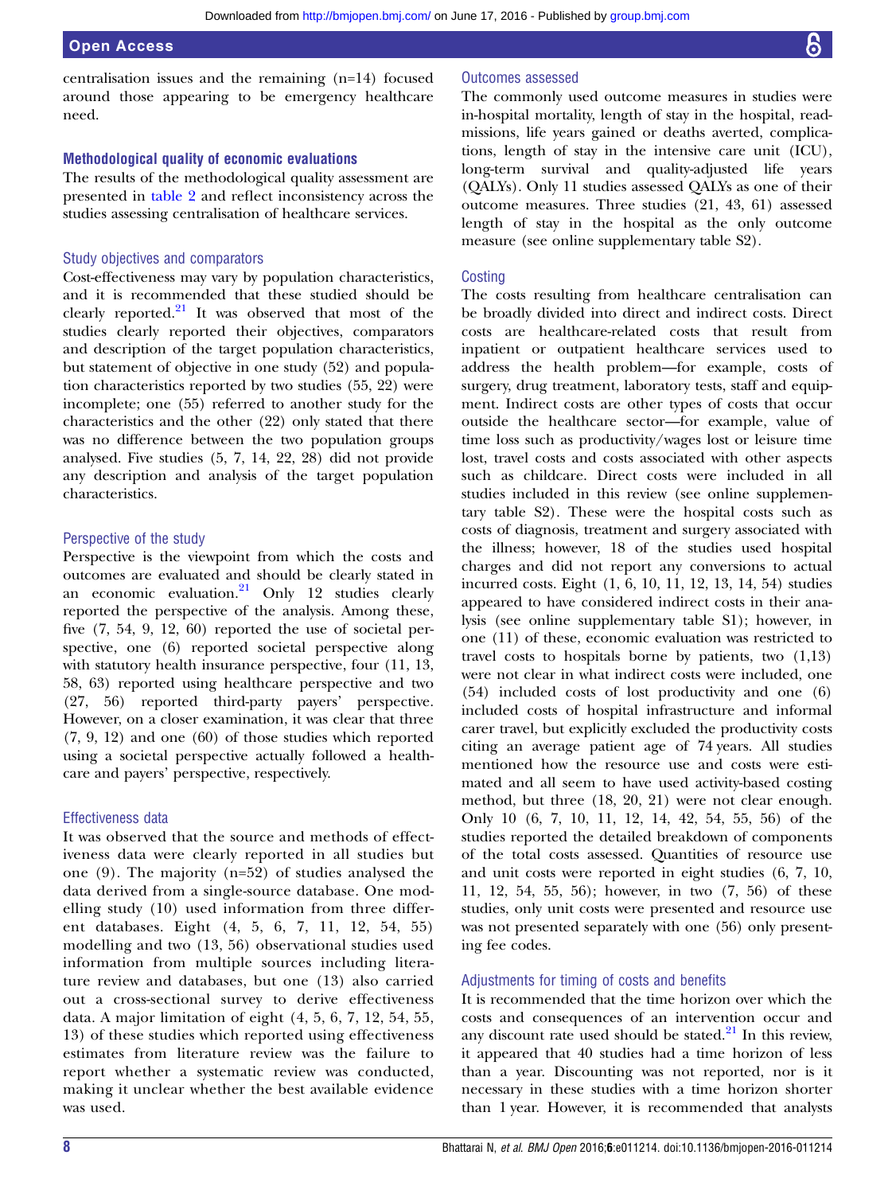centralisation issues and the remaining (n=14) focused around those appearing to be emergency healthcare need.

### Methodological quality of economic evaluations

The results of the methodological quality assessment are presented in table 2 and reflect inconsistency across the studies assessing centralisation of healthcare services.

#### Study objectives and comparators

Cost-effectiveness may vary by population characteristics, and it is recommended that these studied should be clearly reported.[21] It was observed that most of the studies clearly reported their objectives, comparators and description of the target population characteristics, but statement of objective in one study (52) and population characteristics reported by two studies (55, 22) were incomplete; one (55) referred to another study for the characteristics and the other (22) only stated that there was no difference between the two population groups analysed. Five studies (5, 7, 14, 22, 28) did not provide any description and analysis of the target population characteristics.

#### Perspective of the study

Perspective is the viewpoint from which the costs and outcomes are evaluated and should be clearly stated in an economic evaluation.[21] Only 12 studies clearly reported the perspective of the analysis. Among these, five (7, 54, 9, 12, 60) reported the use of societal perspective, one (6) reported societal perspective along with statutory health insurance perspective, four (11, 13, 58, 63) reported using healthcare perspective and two (27, 56) reported third-party payers' perspective. However, on a closer examination, it was clear that three (7, 9, 12) and one (60) of those studies which reported using a societal perspective actually followed a healthcare and payers' perspective, respectively.

#### Effectiveness data

It was observed that the source and methods of effectiveness data were clearly reported in all studies but one (9). The majority (n=52) of studies analysed the data derived from a single-source database. One modelling study (10) used information from three different databases. Eight (4, 5, 6, 7, 11, 12, 54, 55) modelling and two (13, 56) observational studies used information from multiple sources including literature review and databases, but one (13) also carried out a cross-sectional survey to derive effectiveness data. A major limitation of eight (4, 5, 6, 7, 12, 54, 55, 13) of these studies which reported using effectiveness estimates from literature review was the failure to report whether a systematic review was conducted, making it unclear whether the best available evidence was used.

#### Outcomes assessed

The commonly used outcome measures in studies were in-hospital mortality, length of stay in the hospital, readmissions, life years gained or deaths averted, complications, length of stay in the intensive care unit (ICU), long-term survival and quality-adjusted life years (QALYs). Only 11 studies assessed QALYs as one of their outcome measures. Three studies (21, 43, 61) assessed length of stay in the hospital as the only outcome measure (see online supplementary table S2).

#### Costing

The costs resulting from healthcare centralisation can be broadly divided into direct and indirect costs. Direct costs are healthcare-related costs that result from inpatient or outpatient healthcare services used to address the health problem—for example, costs of surgery, drug treatment, laboratory tests, staff and equipment. Indirect costs are other types of costs that occur outside the healthcare sector—for example, value of time loss such as productivity/wages lost or leisure time lost, travel costs and costs associated with other aspects such as childcare. Direct costs were included in all studies included in this review (see online supplementary table S2). These were the hospital costs such as costs of diagnosis, treatment and surgery associated with the illness; however, 18 of the studies used hospital charges and did not report any conversions to actual incurred costs. Eight (1, 6, 10, 11, 12, 13, 14, 54) studies appeared to have considered indirect costs in their analysis (see online supplementary table S1); however, in one (11) of these, economic evaluation was restricted to travel costs to hospitals borne by patients, two (1,13) were not clear in what indirect costs were included, one (54) included costs of lost productivity and one (6) included costs of hospital infrastructure and informal carer travel, but explicitly excluded the productivity costs citing an average patient age of 74 years. All studies mentioned how the resource use and costs were estimated and all seem to have used activity-based costing method, but three (18, 20, 21) were not clear enough. Only 10 (6, 7, 10, 11, 12, 14, 42, 54, 55, 56) of the studies reported the detailed breakdown of components of the total costs assessed. Quantities of resource use and unit costs were reported in eight studies (6, 7, 10, 11, 12, 54, 55, 56); however, in two (7, 56) of these studies, only unit costs were presented and resource use was not presented separately with one (56) only presenting fee codes.

#### Adjustments for timing of costs and benefits

It is recommended that the time horizon over which the costs and consequences of an intervention occur and any discount rate used should be stated.[21] In this review, it appeared that 40 studies had a time horizon of less than a year. Discounting was not reported, nor is it necessary in these studies with a time horizon shorter than 1 year. However, it is recommended that analysts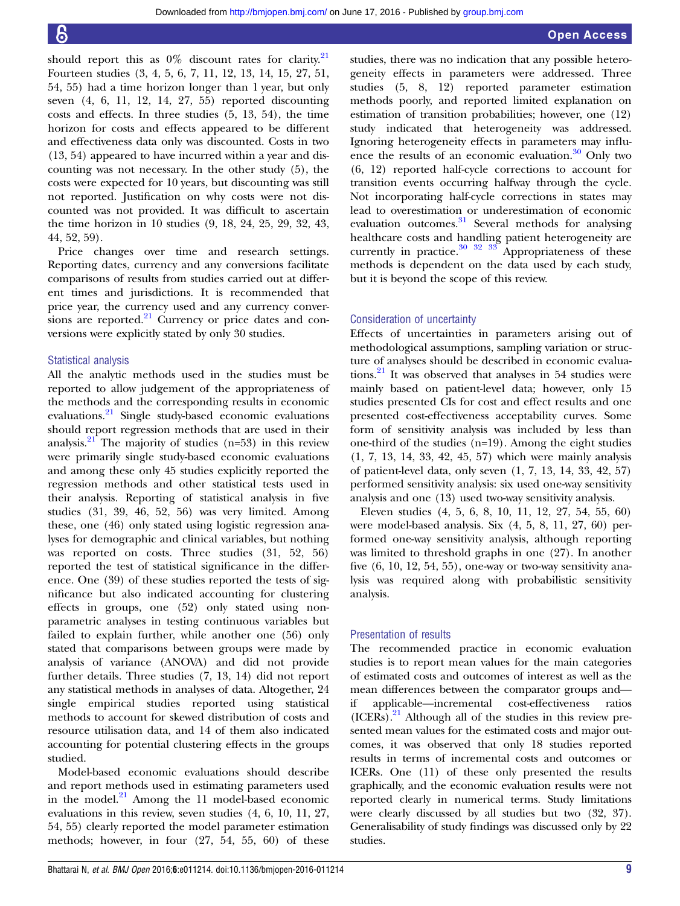should report this as 0% discount rates for clarity.[21] Fourteen studies (3, 4, 5, 6, 7, 11, 12, 13, 14, 15, 27, 51, 54, 55) had a time horizon longer than 1 year, but only seven (4, 6, 11, 12, 14, 27, 55) reported discounting costs and effects. In three studies (5, 13, 54), the time horizon for costs and effects appeared to be different and effectiveness data only was discounted. Costs in two (13, 54) appeared to have incurred within a year and discounting was not necessary. In the other study (5), the costs were expected for 10 years, but discounting was still not reported. Justification on why costs were not discounted was not provided. It was difficult to ascertain the time horizon in 10 studies (9, 18, 24, 25, 29, 32, 43, 44, 52, 59).

Price changes over time and research settings. Reporting dates, currency and any conversions facilitate comparisons of results from studies carried out at different times and jurisdictions. It is recommended that price year, the currency used and any currency conversions are reported.[21] Currency or price dates and conversions were explicitly stated by only 30 studies.

### Statistical analysis

All the analytic methods used in the studies must be reported to allow judgement of the appropriateness of the methods and the corresponding results in economic evaluations.[21] Single study-based economic evaluations should report regression methods that are used in their analysis.[21] The majority of studies (n=53) in this review were primarily single study-based economic evaluations and among these only 45 studies explicitly reported the regression methods and other statistical tests used in their analysis. Reporting of statistical analysis in five studies (31, 39, 46, 52, 56) was very limited. Among these, one (46) only stated using logistic regression analyses for demographic and clinical variables, but nothing was reported on costs. Three studies (31, 52, 56) reported the test of statistical significance in the difference. One (39) of these studies reported the tests of significance but also indicated accounting for clustering effects in groups, one (52) only stated using nonparametric analyses in testing continuous variables but failed to explain further, while another one (56) only stated that comparisons between groups were made by analysis of variance (ANOVA) and did not provide further details. Three studies (7, 13, 14) did not report any statistical methods in analyses of data. Altogether, 24 single empirical studies reported using statistical methods to account for skewed distribution of costs and resource utilisation data, and 14 of them also indicated accounting for potential clustering effects in the groups studied.

Model-based economic evaluations should describe and report methods used in estimating parameters used in the model.[21] Among the 11 model-based economic evaluations in this review, seven studies (4, 6, 10, 11, 27, 54, 55) clearly reported the model parameter estimation methods; however, in four (27, 54, 55, 60) of these studies, there was no indication that any possible heterogeneity effects in parameters were addressed. Three studies (5, 8, 12) reported parameter estimation methods poorly, and reported limited explanation on estimation of transition probabilities; however, one (12) study indicated that heterogeneity was addressed. Ignoring heterogeneity effects in parameters may influence the results of an economic evaluation.[30] Only two (6, 12) reported half-cycle corrections to account for transition events occurring halfway through the cycle. Not incorporating half-cycle corrections in states may lead to overestimation or underestimation of economic evaluation outcomes.[31] Several methods for analysing healthcare costs and handling patient heterogeneity are currently in practice.[30 32 33] Appropriateness of these methods is dependent on the data used by each study, but it is beyond the scope of this review.

### Consideration of uncertainty

Effects of uncertainties in parameters arising out of methodological assumptions, sampling variation or structure of analyses should be described in economic evaluations.[21] It was observed that analyses in 54 studies were mainly based on patient-level data; however, only 15 studies presented CIs for cost and effect results and one presented cost-effectiveness acceptability curves. Some form of sensitivity analysis was included by less than one-third of the studies (n=19). Among the eight studies (1, 7, 13, 14, 33, 42, 45, 57) which were mainly analysis of patient-level data, only seven (1, 7, 13, 14, 33, 42, 57) performed sensitivity analysis: six used one-way sensitivity analysis and one (13) used two-way sensitivity analysis.

Eleven studies (4, 5, 6, 8, 10, 11, 12, 27, 54, 55, 60) were model-based analysis. Six (4, 5, 8, 11, 27, 60) performed one-way sensitivity analysis, although reporting was limited to threshold graphs in one (27). In another five (6, 10, 12, 54, 55), one-way or two-way sensitivity analysis was required along with probabilistic sensitivity analysis.

### Presentation of results

The recommended practice in economic evaluation studies is to report mean values for the main categories of estimated costs and outcomes of interest as well as the mean differences between the comparator groups and—if applicable—incremental cost-effectiveness ratios (ICERs).[21] Although all of the studies in this review presented mean values for the estimated costs and major outcomes, it was observed that only 18 studies reported results in terms of incremental costs and outcomes or ICERs. One (11) of these only presented the results graphically, and the economic evaluation results were not reported clearly in numerical terms. Study limitations were clearly discussed by all studies but two (32, 37). Generalisability of study findings was discussed only by 22 studies.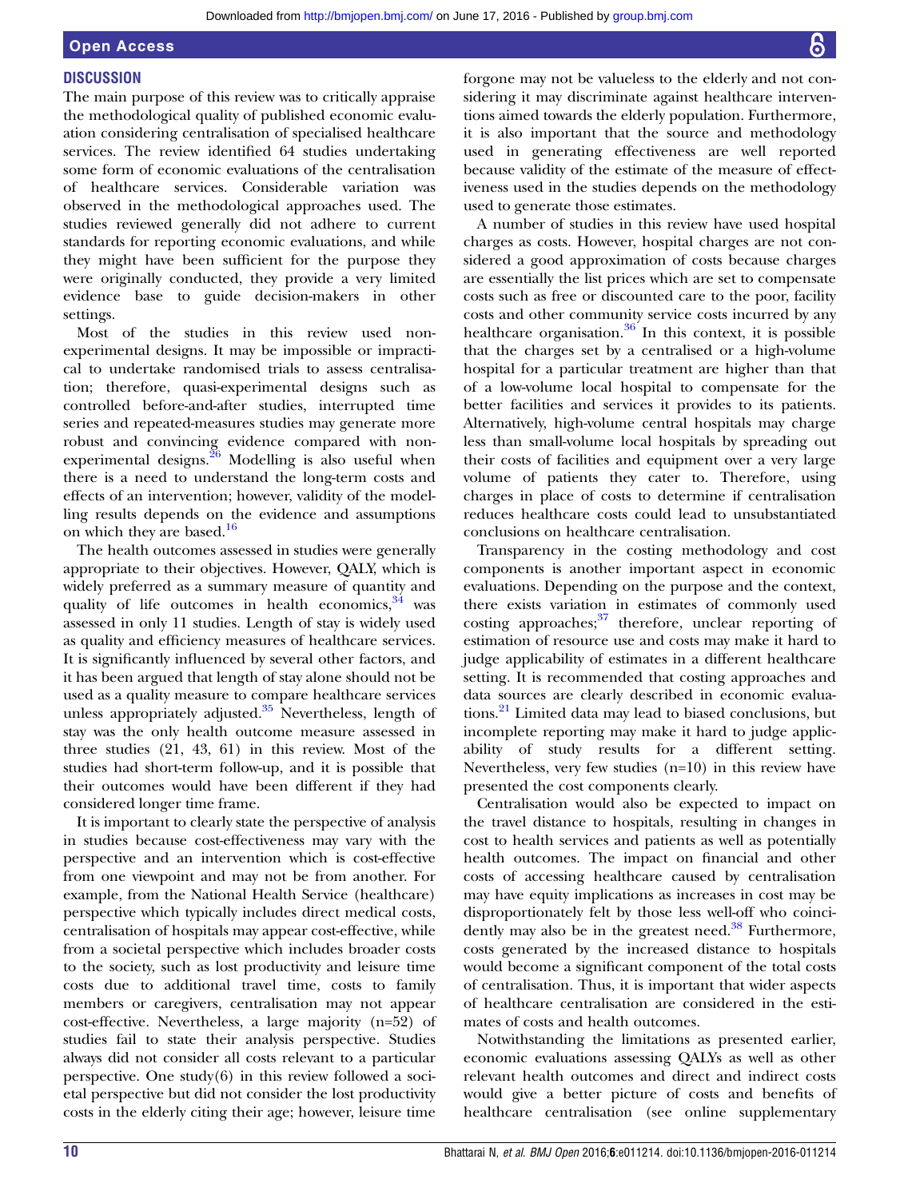## DISCUSSION

The main purpose of this review was to critically appraise the methodological quality of published economic evaluation considering centralisation of specialised healthcare services. The review identified 64 studies undertaking some form of economic evaluations of the centralisation of healthcare services. Considerable variation was observed in the methodological approaches used. The studies reviewed generally did not adhere to current standards for reporting economic evaluations, and while they might have been sufficient for the purpose they were originally conducted, they provide a very limited evidence base to guide decision-makers in other settings.

Most of the studies in this review used non-experimental designs. It may be impossible or impractical to undertake randomised trials to assess centralisation; therefore, quasi-experimental designs such as controlled before-and-after studies, interrupted time series and repeated-measures studies may generate more robust and convincing evidence compared with non-experimental designs.[26] Modelling is also useful when there is a need to understand the long-term costs and effects of an intervention; however, validity of the modelling results depends on the evidence and assumptions on which they are based.[16]

The health outcomes assessed in studies were generally appropriate to their objectives. However, QALY, which is widely preferred as a summary measure of quantity and quality of life outcomes in health economics,[34] was assessed in only 11 studies. Length of stay is widely used as quality and efficiency measures of healthcare services. It is significantly influenced by several other factors, and it has been argued that length of stay alone should not be used as a quality measure to compare healthcare services unless appropriately adjusted.[35] Nevertheless, length of stay was the only health outcome measure assessed in three studies (21, 43, 61) in this review. Most of the studies had short-term follow-up, and it is possible that their outcomes would have been different if they had considered longer time frame.

It is important to clearly state the perspective of analysis in studies because cost-effectiveness may vary with the perspective and an intervention which is cost-effective from one viewpoint and may not be from another. For example, from the National Health Service (healthcare) perspective which typically includes direct medical costs, centralisation of hospitals may appear cost-effective, while from a societal perspective which includes broader costs to the society, such as lost productivity and leisure time costs due to additional travel time, costs to family members or caregivers, centralisation may not appear cost-effective. Nevertheless, a large majority (n=52) of studies fail to state their analysis perspective. Studies always did not consider all costs relevant to a particular perspective. One study(6) in this review followed a societal perspective but did not consider the lost productivity costs in the elderly citing their age; however, leisure time forgone may not be valueless to the elderly and not considering it may discriminate against healthcare interventions aimed towards the elderly population. Furthermore, it is also important that the source and methodology used in generating effectiveness are well reported because validity of the estimate of the measure of effectiveness used in the studies depends on the methodology used to generate those estimates.

A number of studies in this review have used hospital charges as costs. However, hospital charges are not considered a good approximation of costs because charges are essentially the list prices which are set to compensate costs such as free or discounted care to the poor, facility costs and other community service costs incurred by any healthcare organisation.[36] In this context, it is possible that the charges set by a centralised or a high-volume hospital for a particular treatment are higher than that of a low-volume local hospital to compensate for the better facilities and services it provides to its patients. Alternatively, high-volume central hospitals may charge less than small-volume local hospitals by spreading out their costs of facilities and equipment over a very large volume of patients they cater to. Therefore, using charges in place of costs to determine if centralisation reduces healthcare costs could lead to unsubstantiated conclusions on healthcare centralisation.

Transparency in the costing methodology and cost components is another important aspect in economic evaluations. Depending on the purpose and the context, there exists variation in estimates of commonly used costing approaches;[37] therefore, unclear reporting of estimation of resource use and costs may make it hard to judge applicability of estimates in a different healthcare setting. It is recommended that costing approaches and data sources are clearly described in economic evaluations.[21] Limited data may lead to biased conclusions, but incomplete reporting may make it hard to judge applicability of study results for a different setting. Nevertheless, very few studies (n=10) in this review have presented the cost components clearly.

Centralisation would also be expected to impact on the travel distance to hospitals, resulting in changes in cost to health services and patients as well as potentially health outcomes. The impact on financial and other costs of accessing healthcare caused by centralisation may have equity implications as increases in cost may be disproportionately felt by those less well-off who coincidently may also be in the greatest need.[38] Furthermore, costs generated by the increased distance to hospitals would become a significant component of the total costs of centralisation. Thus, it is important that wider aspects of healthcare centralisation are considered in the estimates of costs and health outcomes.

Notwithstanding the limitations as presented earlier, economic evaluations assessing QALYs as well as other relevant health outcomes and direct and indirect costs would give a better picture of costs and benefits of healthcare centralisation (see online supplementary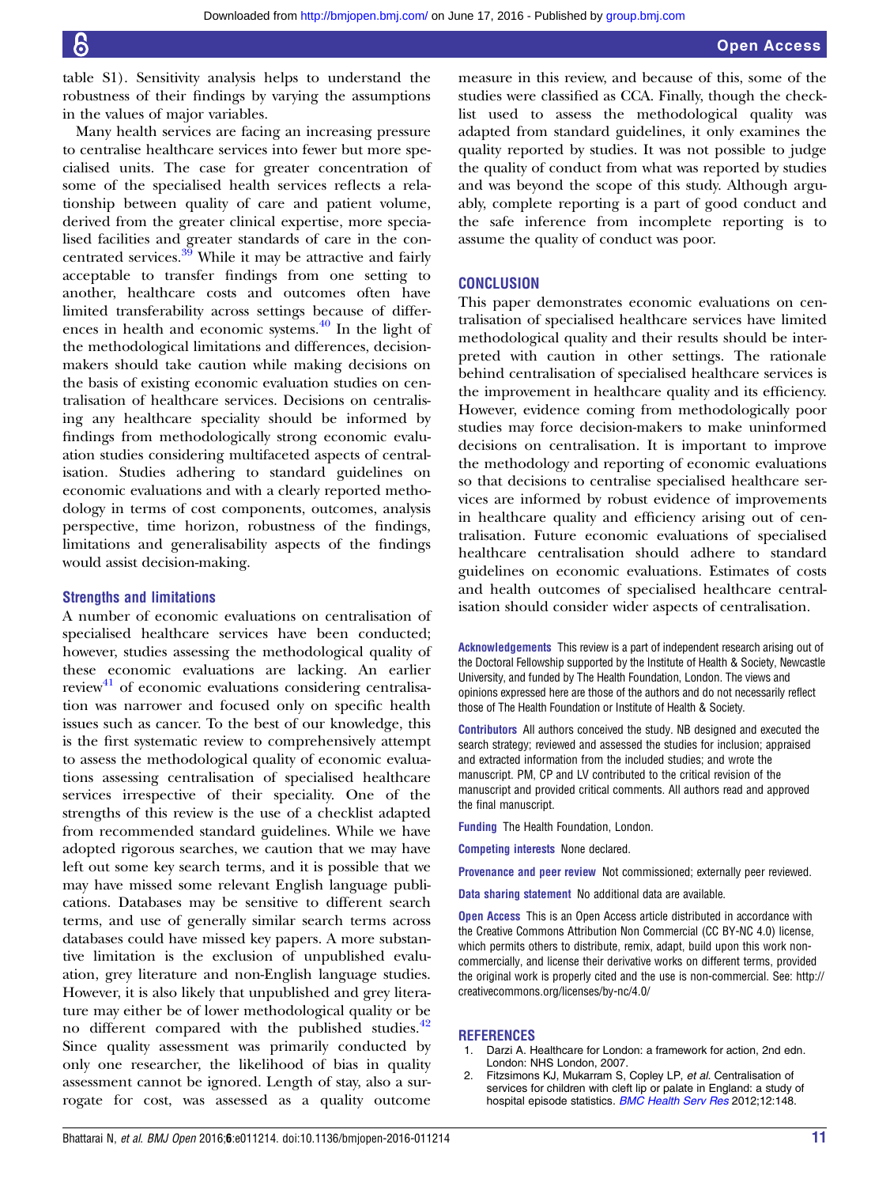table S1). Sensitivity analysis helps to understand the robustness of their findings by varying the assumptions in the values of major variables.

Many health services are facing an increasing pressure to centralise healthcare services into fewer but more specialised units. The case for greater concentration of some of the specialised health services reflects a relationship between quality of care and patient volume, derived from the greater clinical expertise, more specialised facilities and greater standards of care in the concentrated services.[39] While it may be attractive and fairly acceptable to transfer findings from one setting to another, healthcare costs and outcomes often have limited transferability across settings because of differences in health and economic systems.[40] In the light of the methodological limitations and differences, decision-makers should take caution while making decisions on the basis of existing economic evaluation studies on centralisation of healthcare services. Decisions on centralising any healthcare speciality should be informed by findings from methodologically strong economic evaluation studies considering multifaceted aspects of centralisation. Studies adhering to standard guidelines on economic evaluations and with a clearly reported methodology in terms of cost components, outcomes, analysis perspective, time horizon, robustness of the findings, limitations and generalisability aspects of the findings would assist decision-making.

### Strengths and limitations

A number of economic evaluations on centralisation of specialised healthcare services have been conducted; however, studies assessing the methodological quality of these economic evaluations are lacking. An earlier review[41] of economic evaluations considering centralisation was narrower and focused only on specific health issues such as cancer. To the best of our knowledge, this is the first systematic review to comprehensively attempt to assess the methodological quality of economic evaluations assessing centralisation of specialised healthcare services irrespective of their speciality. One of the strengths of this review is the use of a checklist adapted from recommended standard guidelines. While we have adopted rigorous searches, we caution that we may have left out some key search terms, and it is possible that we may have missed some relevant English language publications. Databases may be sensitive to different search terms, and use of generally similar search terms across databases could have missed key papers. A more substantive limitation is the exclusion of unpublished evaluation, grey literature and non-English language studies. However, it is also likely that unpublished and grey literature may either be of lower methodological quality or be no different compared with the published studies.[42] Since quality assessment was primarily conducted by only one researcher, the likelihood of bias in quality assessment cannot be ignored. Length of stay, also a surrogate for cost, was assessed as a quality outcome measure in this review, and because of this, some of the studies were classified as CCA. Finally, though the checklist used to assess the methodological quality was adapted from standard guidelines, it only examines the quality reported by studies. It was not possible to judge the quality of conduct from what was reported by studies and was beyond the scope of this study. Although arguably, complete reporting is a part of good conduct and the safe inference from incomplete reporting is to assume the quality of conduct was poor.

## CONCLUSION

This paper demonstrates economic evaluations on centralisation of specialised healthcare services have limited methodological quality and their results should be interpreted with caution in other settings. The rationale behind centralisation of specialised healthcare services is the improvement in healthcare quality and its efficiency. However, evidence coming from methodologically poor studies may force decision-makers to make uninformed decisions on centralisation. It is important to improve the methodology and reporting of economic evaluations so that decisions to centralise specialised healthcare services are informed by robust evidence of improvements in healthcare quality and efficiency arising out of centralisation. Future economic evaluations of specialised healthcare centralisation should adhere to standard guidelines on economic evaluations. Estimates of costs and health outcomes of specialised healthcare centralisation should consider wider aspects of centralisation.

**Acknowledgements** This review is a part of independent research arising out of the Doctoral Fellowship supported by the Institute of Health & Society, Newcastle University, and funded by The Health Foundation, London. The views and opinions expressed here are those of the authors and do not necessarily reflect those of The Health Foundation or Institute of Health & Society.

**Contributors** All authors conceived the study. NB designed and executed the search strategy; reviewed and assessed the studies for inclusion; appraised and extracted information from the included studies; and wrote the manuscript. PM, CP and LV contributed to the critical revision of the manuscript and provided critical comments. All authors read and approved the final manuscript.

**Funding** The Health Foundation, London.

**Competing interests** None declared.

**Provenance and peer review** Not commissioned; externally peer reviewed.

**Data sharing statement** No additional data are available.

**Open Access** This is an Open Access article distributed in accordance with the Creative Commons Attribution Non Commercial (CC BY-NC 4.0) license, which permits others to distribute, remix, adapt, build upon this work non-commercially, and license their derivative works on different terms, provided the original work is properly cited and the use is non-commercial. See: http://creativecommons.org/licenses/by-nc/4.0/

## REFERENCES

1. Darzi A. Healthcare for London: a framework for action, 2nd edn. London: NHS London, 2007.
2. Fitzsimons KJ, Mukarram S, Copley LP, *et al*. Centralisation of services for children with cleft lip or palate in England: a study of hospital episode statistics. *BMC Health Serv Res* 2012;12:148.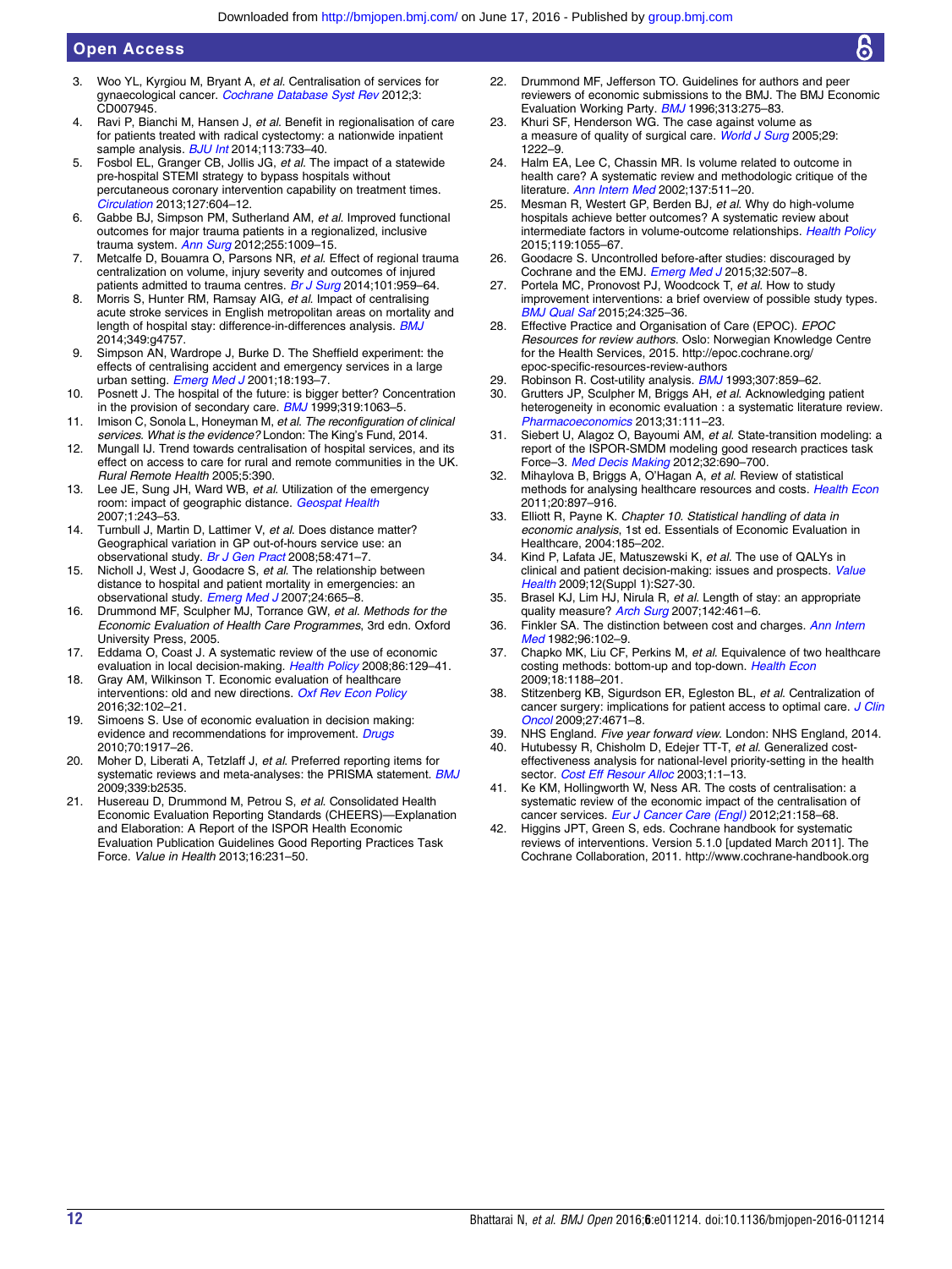3. Woo YL, Kyrgiou M, Bryant A, *et al*. Centralisation of services for gynaecological cancer. *Cochrane Database Syst Rev* 2012;3: CD007945.
4. Ravi P, Bianchi M, Hansen J, *et al*. Benefit in regionalisation of care for patients treated with radical cystectomy: a nationwide inpatient sample analysis. *BJU Int* 2014;113:733–40.
5. Fosbol EL, Granger CB, Jollis JG, *et al*. The impact of a statewide pre-hospital STEMI strategy to bypass hospitals without percutaneous coronary intervention capability on treatment times. *Circulation* 2013;127:604–12.
6. Gabbe BJ, Simpson PM, Sutherland AM, *et al*. Improved functional outcomes for major trauma patients in a regionalized, inclusive trauma system. *Ann Surg* 2012;255:1009–15.
7. Metcalfe D, Bouamra O, Parsons NR, *et al*. Effect of regional trauma centralization on volume, injury severity and outcomes of injured patients admitted to trauma centres. *Br J Surg* 2014;101:959–64.
8. Morris S, Hunter RM, Ramsay AIG, *et al*. Impact of centralising acute stroke services in English metropolitan areas on mortality and length of hospital stay: difference-in-differences analysis. *BMJ* 2014;349:g4757.
9. Simpson AN, Wardrope J, Burke D. The Sheffield experiment: the effects of centralising accident and emergency services in a large urban setting. *Emerg Med J* 2001;18:193–7.
10. Posnett J. The hospital of the future: is bigger better? Concentration in the provision of secondary care. *BMJ* 1999;319:1063–5.
11. Imison C, Sonola L, Honeyman M, *et al*. *The reconfiguration of clinical services. What is the evidence?* London: The King's Fund, 2014.
12. Mungall IJ. Trend towards centralisation of hospital services, and its effect on access to care for rural and remote communities in the UK. *Rural Remote Health* 2005;5:390.
13. Lee JE, Sung JH, Ward WB, *et al*. Utilization of the emergency room: impact of geographic distance. *Geospat Health* 2007;1:243–53.
14. Turnbull J, Martin D, Lattimer V, *et al*. Does distance matter? Geographical variation in GP out-of-hours service use: an observational study. *Br J Gen Pract* 2008;58:471–7.
15. Nicholl J, West J, Goodacre S, *et al*. The relationship between distance to hospital and patient mortality in emergencies: an observational study. *Emerg Med J* 2007;24:665–8.
16. Drummond MF, Sculpher MJ, Torrance GW, *et al*. *Methods for the Economic Evaluation of Health Care Programmes*, 3rd edn. Oxford University Press, 2005.
17. Eddama O, Coast J. A systematic review of the use of economic evaluation in local decision-making. *Health Policy* 2008;86:129–41.
18. Gray AM, Wilkinson T. Economic evaluation of healthcare interventions: old and new directions. *Oxf Rev Econ Policy* 2016;32:102–21.
19. Simoens S. Use of economic evaluation in decision making: evidence and recommendations for improvement. *Drugs* 2010;70:1917–26.
20. Moher D, Liberati A, Tetzlaff J, *et al*. Preferred reporting items for systematic reviews and meta-analyses: the PRISMA statement. *BMJ* 2009;339:b2535.
21. Husereau D, Drummond M, Petrou S, *et al*. Consolidated Health Economic Evaluation Reporting Standards (CHEERS)—Explanation and Elaboration: A Report of the ISPOR Health Economic Evaluation Publication Guidelines Good Reporting Practices Task Force. *Value in Health* 2013;16:231–50.
22. Drummond MF, Jefferson TO. Guidelines for authors and peer reviewers of economic submissions to the BMJ. The BMJ Economic Evaluation Working Party. *BMJ* 1996;313:275–83.
23. Khuri SF, Henderson WG. The case against volume as a measure of quality of surgical care. *World J Surg* 2005;29: 1222–9.
24. Halm EA, Lee C, Chassin MR. Is volume related to outcome in health care? A systematic review and methodologic critique of the literature. *Ann Intern Med* 2002;137:511–20.
25. Mesman R, Westert GP, Berden BJ, *et al*. Why do high-volume hospitals achieve better outcomes? A systematic review about intermediate factors in volume-outcome relationships. *Health Policy* 2015;119:1055–67.
26. Goodacre S. Uncontrolled before-after studies: discouraged by Cochrane and the EMJ. *Emerg Med J* 2015;32:507–8.
27. Portela MC, Pronovost PJ, Woodcock T, *et al*. How to study improvement interventions: a brief overview of possible study types. *BMJ Qual Saf* 2015;24:325–36.
28. Effective Practice and Organisation of Care (EPOC). *EPOC Resources for review authors*. Oslo: Norwegian Knowledge Centre for the Health Services, 2015. http://epoc.cochrane.org/epoc-specific-resources-review-authors
29. Robinson R. Cost-utility analysis. *BMJ* 1993;307:859–62.
30. Grutters JP, Sculpher M, Briggs AH, *et al*. Acknowledging patient heterogeneity in economic evaluation : a systematic literature review. *Pharmacoeconomics* 2013;31:111–23.
31. Siebert U, Alagoz O, Bayoumi AM, *et al*. State-transition modeling: a report of the ISPOR-SMDM modeling good research practices task Force–3. *Med Decis Making* 2012;32:690–700.
32. Mihaylova B, Briggs A, O'Hagan A, *et al*. Review of statistical methods for analysing healthcare resources and costs. *Health Econ* 2011;20:897–916.
33. Elliott R, Payne K. *Chapter 10. Statistical handling of data in economic analysis*, 1st ed. Essentials of Economic Evaluation in Healthcare, 2004:185–202.
34. Kind P, Lafata JE, Matuszewski K, *et al*. The use of QALYs in clinical and patient decision-making: issues and prospects. *Value Health* 2009;12(Suppl 1):S27-30.
35. Brasel KJ, Lim HJ, Nirula R, *et al*. Length of stay: an appropriate quality measure? *Arch Surg* 2007;142:461–6.
36. Finkler SA. The distinction between cost and charges. *Ann Intern Med* 1982;96:102–9.
37. Chapko MK, Liu CF, Perkins M, *et al*. Equivalence of two healthcare costing methods: bottom-up and top-down. *Health Econ* 2009;18:1188–201.
38. Stitzenberg KB, Sigurdson ER, Egleston BL, *et al*. Centralization of cancer surgery: implications for patient access to optimal care. *J Clin Oncol* 2009;27:4671–8.
39. NHS England. *Five year forward view*. London: NHS England, 2014.
40. Hutubessy R, Chisholm D, Edejer TT-T, *et al*. Generalized cost-effectiveness analysis for national-level priority-setting in the health sector. *Cost Eff Resour Alloc* 2003;1:1–13.
41. Ke KM, Hollingworth W, Ness AR. The costs of centralisation: a systematic review of the economic impact of the centralisation of cancer services. *Eur J Cancer Care (Engl)* 2012;21:158–68.
42. Higgins JPT, Green S, eds. Cochrane handbook for systematic reviews of interventions. Version 5.1.0 [updated March 2011]. The Cochrane Collaboration, 2011. http://www.cochrane-handbook.org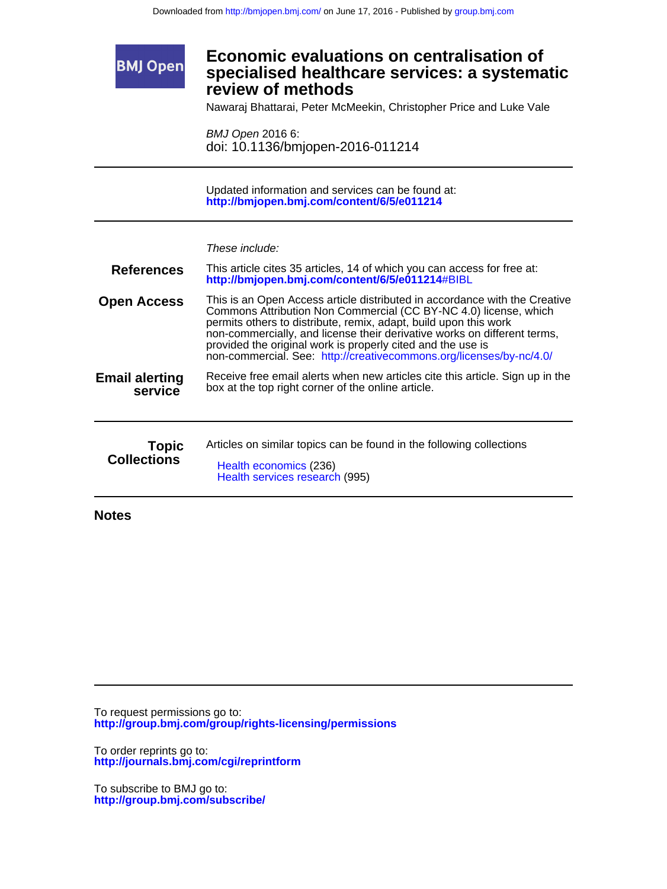Downloaded from http://bmjopen.bmj.com/ on June 17, 2016 - Published by group.bmj.com

BMJ Open

# Economic evaluations on centralisation of specialised healthcare services: a systematic review of methods

Nawaraj Bhattarai, Peter McMeekin, Christopher Price and Luke Vale

*BMJ Open* 2016 6:
doi: 10.1136/bmjopen-2016-011214

Updated information and services can be found at:
**http://bmjopen.bmj.com/content/6/5/e011214**

*These include:*

**References**

This article cites 35 articles, 14 of which you can access for free at:
**http://bmjopen.bmj.com/content/6/5/e011214**#BIBL

**Open Access**

This is an Open Access article distributed in accordance with the Creative Commons Attribution Non Commercial (CC BY-NC 4.0) license, which permits others to distribute, remix, adapt, build upon this work non-commercially, and license their derivative works on different terms, provided the original work is properly cited and the use is non-commercial. See: http://creativecommons.org/licenses/by-nc/4.0/

**Email alerting service**

Receive free email alerts when new articles cite this article. Sign up in the box at the top right corner of the online article.

**Topic Collections**

Articles on similar topics can be found in the following collections

Health economics (236)
Health services research (995)

## Notes

To request permissions go to:
**http://group.bmj.com/group/rights-licensing/permissions**

To order reprints go to:
**http://journals.bmj.com/cgi/reprintform**

To subscribe to BMJ go to:
**http://group.bmj.com/subscribe/**